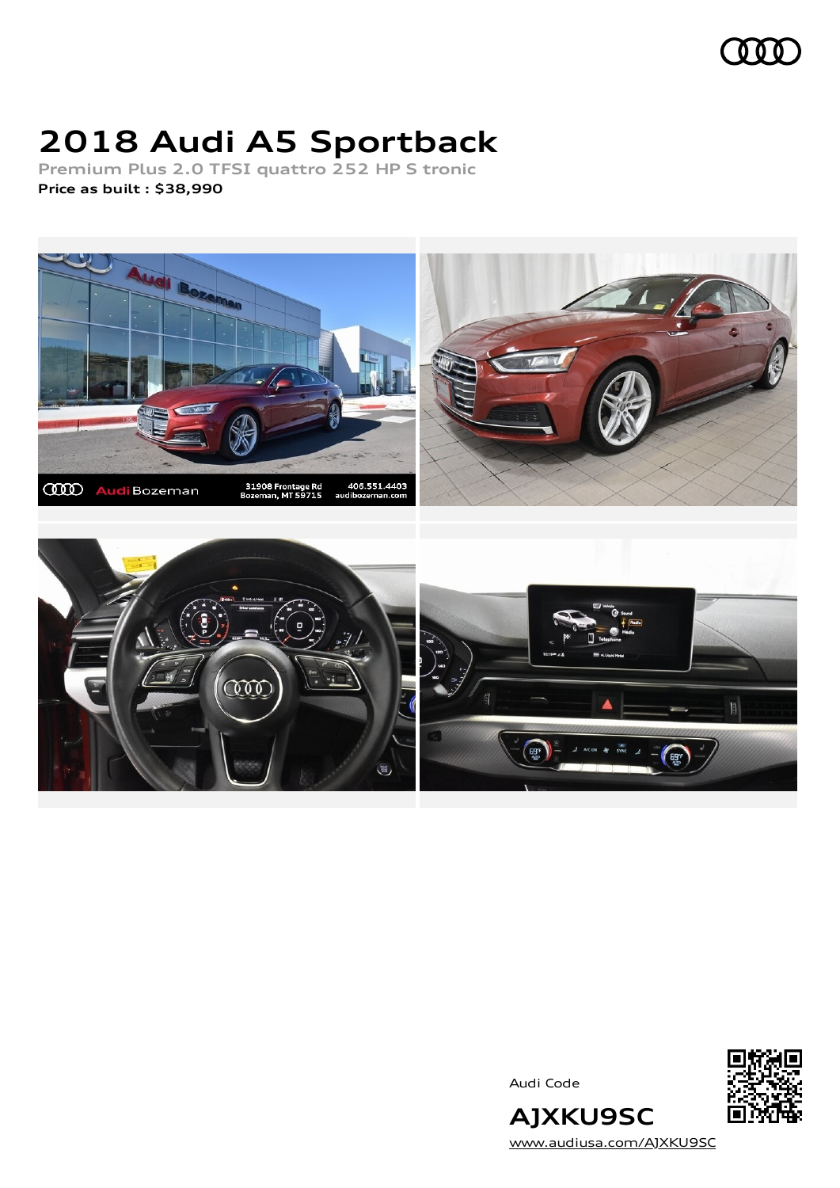# 2018 Audi A5 Sportback

**Premium Plus 2.0 TFSI quattro 252 HP S tronic**

**Price as built : $38,990**

Audi Code

**AJXKU9SC**

www.audiusa.com/AJXKU9SC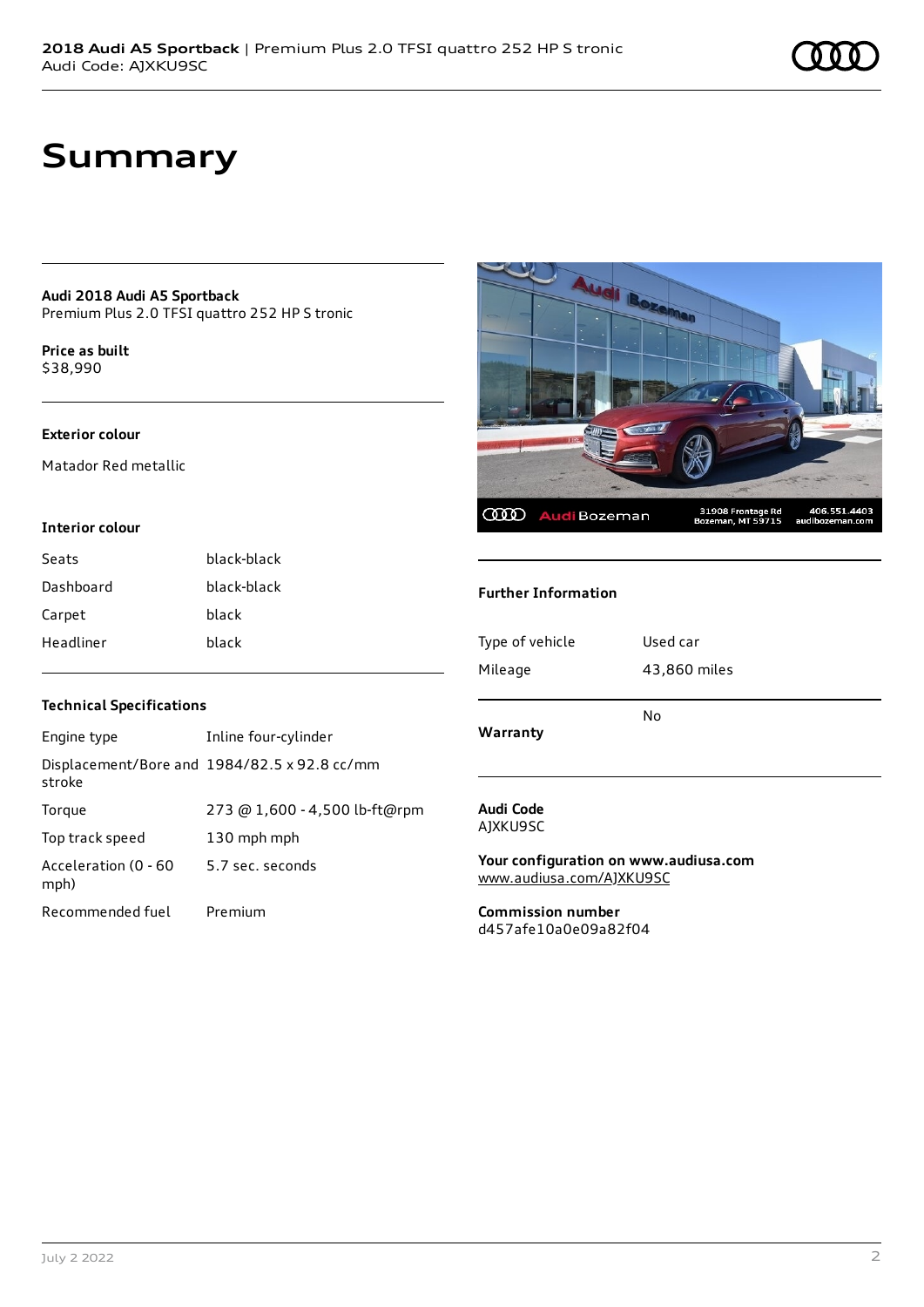# Summary

**Audi 2018 Audi A5 Sportback**
Premium Plus 2.0 TFSI quattro 252 HP S tronic

**Price as built**
$38,990

### Exterior colour

Matador Red metallic

### Interior colour

| | |
|---|---|
| Seats | black-black |
| Dashboard | black-black |
| Carpet | black |
| Headliner | black |

### Technical Specifications

| | |
|---|---|
| Engine type | Inline four-cylinder |
| Displacement/Bore and stroke | 1984/82.5 x 92.8 cc/mm |
| Torque | 273 @ 1,600 - 4,500 lb-ft@rpm |
| Top track speed | 130 mph mph |
| Acceleration (0 - 60 mph) | 5.7 sec. seconds |
| Recommended fuel | Premium |

### Further Information

| | |
|---|---|
| Type of vehicle | Used car |
| Mileage | 43,860 miles |

| | |
|---|---|
| **Warranty** | No |

**Audi Code**
AJXKU9SC

**Your configuration on www.audiusa.com**
www.audiusa.com/AJXKU9SC

**Commission number**
d457afe10a0e09a82f04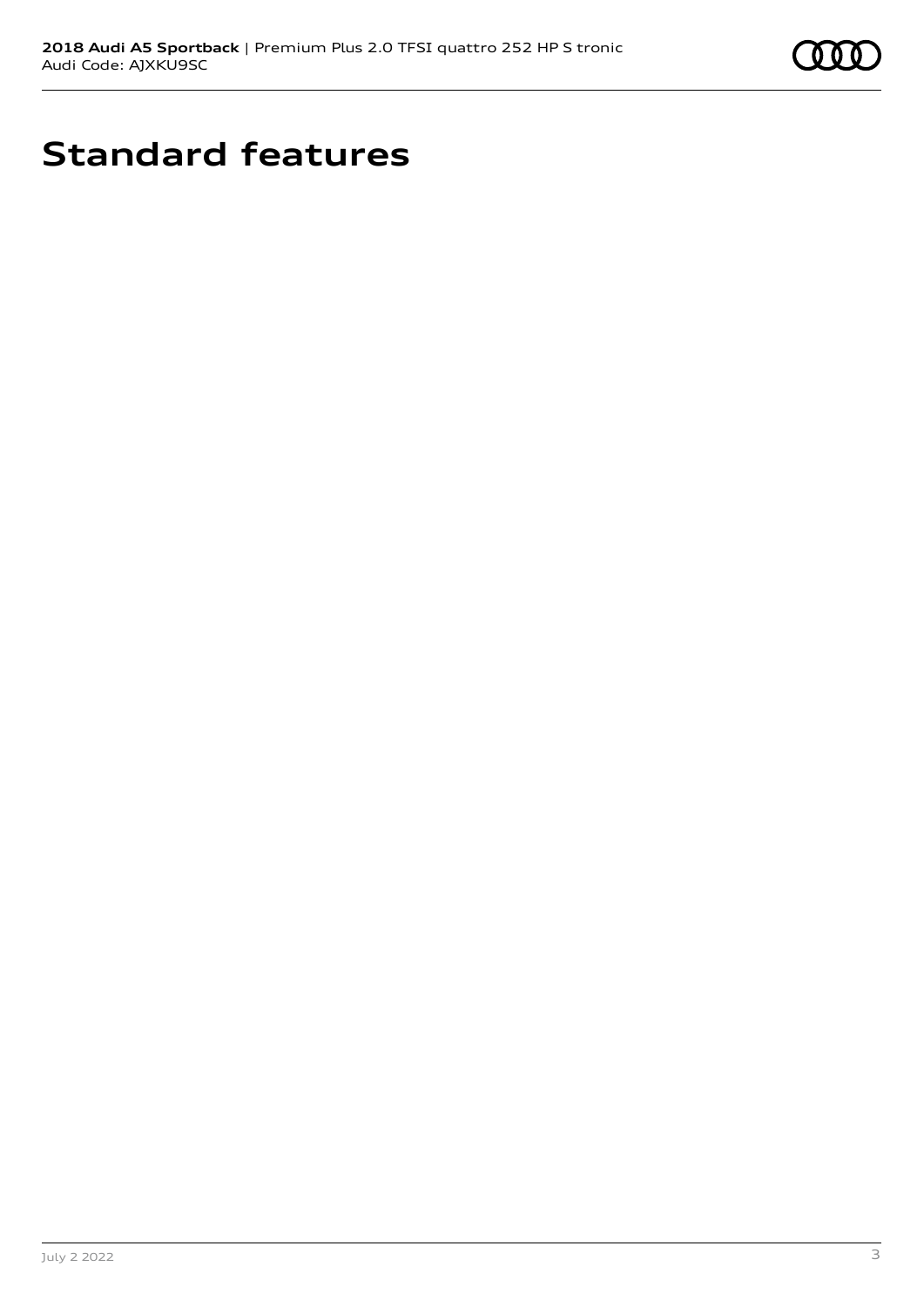# Standard features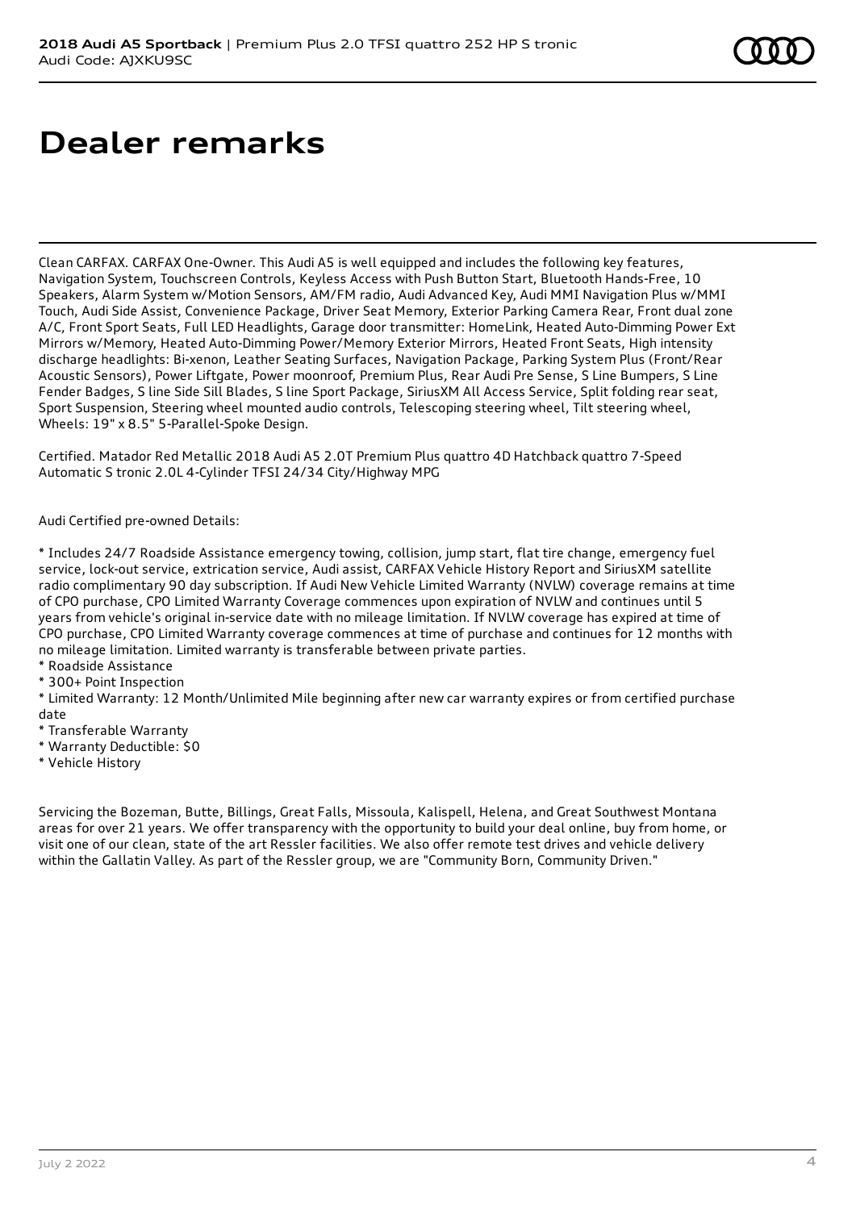# Dealer remarks

Clean CARFAX. CARFAX One-Owner. This Audi A5 is well equipped and includes the following key features, Navigation System, Touchscreen Controls, Keyless Access with Push Button Start, Bluetooth Hands-Free, 10 Speakers, Alarm System w/Motion Sensors, AM/FM radio, Audi Advanced Key, Audi MMI Navigation Plus w/MMI Touch, Audi Side Assist, Convenience Package, Driver Seat Memory, Exterior Parking Camera Rear, Front dual zone A/C, Front Sport Seats, Full LED Headlights, Garage door transmitter: HomeLink, Heated Auto-Dimming Power Ext Mirrors w/Memory, Heated Auto-Dimming Power/Memory Exterior Mirrors, Heated Front Seats, High intensity discharge headlights: Bi-xenon, Leather Seating Surfaces, Navigation Package, Parking System Plus (Front/Rear Acoustic Sensors), Power Liftgate, Power moonroof, Premium Plus, Rear Audi Pre Sense, S Line Bumpers, S Line Fender Badges, S line Side Sill Blades, S line Sport Package, SiriusXM All Access Service, Split folding rear seat, Sport Suspension, Steering wheel mounted audio controls, Telescoping steering wheel, Tilt steering wheel, Wheels: 19" x 8.5" 5-Parallel-Spoke Design.

Certified. Matador Red Metallic 2018 Audi A5 2.0T Premium Plus quattro 4D Hatchback quattro 7-Speed Automatic S tronic 2.0L 4-Cylinder TFSI 24/34 City/Highway MPG

Audi Certified pre-owned Details:

* Includes 24/7 Roadside Assistance emergency towing, collision, jump start, flat tire change, emergency fuel service, lock-out service, extrication service, Audi assist, CARFAX Vehicle History Report and SiriusXM satellite radio complimentary 90 day subscription. If Audi New Vehicle Limited Warranty (NVLW) coverage remains at time of CPO purchase, CPO Limited Warranty Coverage commences upon expiration of NVLW and continues until 5 years from vehicle's original in-service date with no mileage limitation. If NVLW coverage has expired at time of CPO purchase, CPO Limited Warranty coverage commences at time of purchase and continues for 12 months with no mileage limitation. Limited warranty is transferable between private parties.
* Roadside Assistance
* 300+ Point Inspection
* Limited Warranty: 12 Month/Unlimited Mile beginning after new car warranty expires or from certified purchase date
* Transferable Warranty
* Warranty Deductible: $0
* Vehicle History

Servicing the Bozeman, Butte, Billings, Great Falls, Missoula, Kalispell, Helena, and Great Southwest Montana areas for over 21 years. We offer transparency with the opportunity to build your deal online, buy from home, or visit one of our clean, state of the art Ressler facilities. We also offer remote test drives and vehicle delivery within the Gallatin Valley. As part of the Ressler group, we are "Community Born, Community Driven."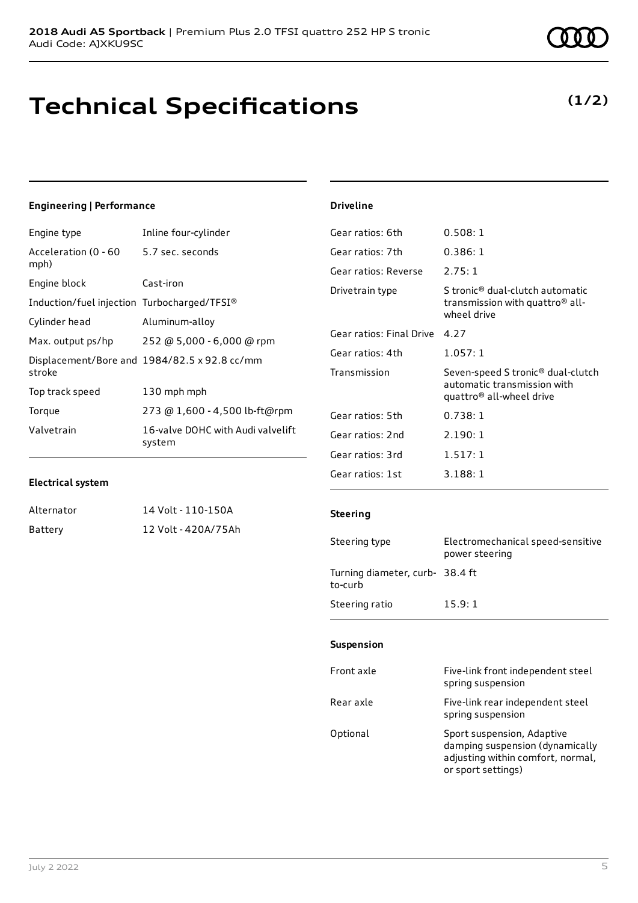**2018 Audi A5 Sportback** | Premium Plus 2.0 TFSI quattro 252 HP S tronic
Audi Code: AJXKU9SC

# Technical Specifications

**(1/2)**

### Engineering | Performance

| | |
|---|---|
| Engine type | Inline four-cylinder |
| Acceleration (0 - 60 mph) | 5.7 sec. seconds |
| Engine block | Cast-iron |
| Induction/fuel injection | Turbocharged/TFSI® |
| Cylinder head | Aluminum-alloy |
| Max. output ps/hp | 252 @ 5,000 - 6,000 @ rpm |
| Displacement/Bore and stroke | 1984/82.5 x 92.8 cc/mm |
| Top track speed | 130 mph mph |
| Torque | 273 @ 1,600 - 4,500 lb-ft@rpm |
| Valvetrain | 16-valve DOHC with Audi valvelift system |

### Electrical system

| | |
|---|---|
| Alternator | 14 Volt - 110-150A |
| Battery | 12 Volt - 420A/75Ah |

### Driveline

| | |
|---|---|
| Gear ratios: 6th | 0.508: 1 |
| Gear ratios: 7th | 0.386: 1 |
| Gear ratios: Reverse | 2.75: 1 |
| Drivetrain type | S tronic® dual-clutch automatic transmission with quattro® all-wheel drive |
| Gear ratios: Final Drive | 4.27 |
| Gear ratios: 4th | 1.057: 1 |
| Transmission | Seven-speed S tronic® dual-clutch automatic transmission with quattro® all-wheel drive |
| Gear ratios: 5th | 0.738: 1 |
| Gear ratios: 2nd | 2.190: 1 |
| Gear ratios: 3rd | 1.517: 1 |
| Gear ratios: 1st | 3.188: 1 |

### Steering

| | |
|---|---|
| Steering type | Electromechanical speed-sensitive power steering |
| Turning diameter, curb-to-curb | 38.4 ft |
| Steering ratio | 15.9: 1 |

### Suspension

| | |
|---|---|
| Front axle | Five-link front independent steel spring suspension |
| Rear axle | Five-link rear independent steel spring suspension |
| Optional | Sport suspension, Adaptive damping suspension (dynamically adjusting within comfort, normal, or sport settings) |

July 2 2022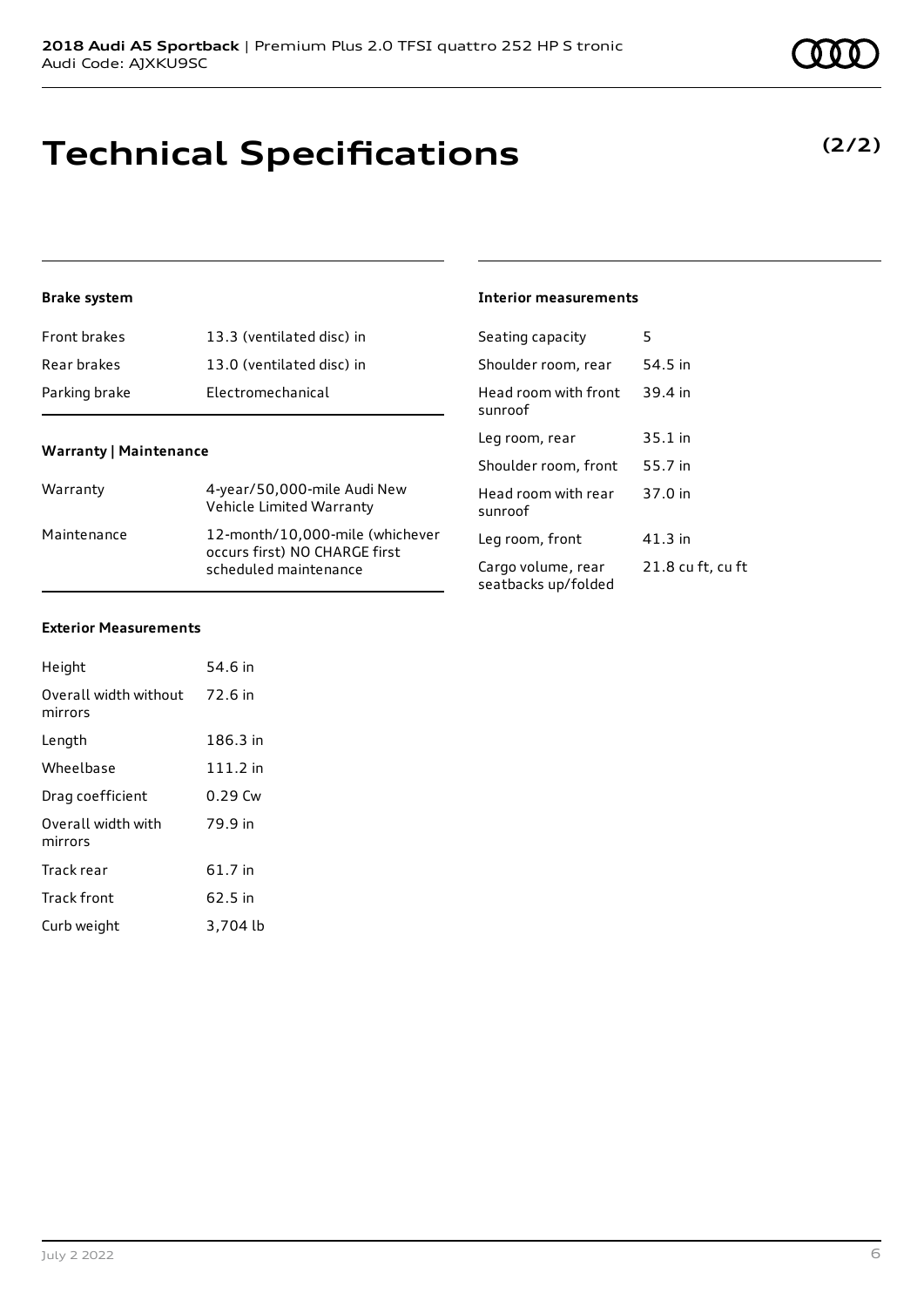# Technical Specifications

**(2/2)**

### Brake system

| | |
|---|---|
| Front brakes | 13.3 (ventilated disc) in |
| Rear brakes | 13.0 (ventilated disc) in |
| Parking brake | Electromechanical |

### Warranty | Maintenance

| | |
|---|---|
| Warranty | 4-year/50,000-mile Audi New Vehicle Limited Warranty |
| Maintenance | 12-month/10,000-mile (whichever occurs first) NO CHARGE first scheduled maintenance |

### Exterior Measurements

| | |
|---|---|
| Height | 54.6 in |
| Overall width without mirrors | 72.6 in |
| Length | 186.3 in |
| Wheelbase | 111.2 in |
| Drag coefficient | 0.29 Cw |
| Overall width with mirrors | 79.9 in |
| Track rear | 61.7 in |
| Track front | 62.5 in |
| Curb weight | 3,704 lb |

### Interior measurements

| | |
|---|---|
| Seating capacity | 5 |
| Shoulder room, rear | 54.5 in |
| Head room with front sunroof | 39.4 in |
| Leg room, rear | 35.1 in |
| Shoulder room, front | 55.7 in |
| Head room with rear sunroof | 37.0 in |
| Leg room, front | 41.3 in |
| Cargo volume, rear seatbacks up/folded | 21.8 cu ft, cu ft |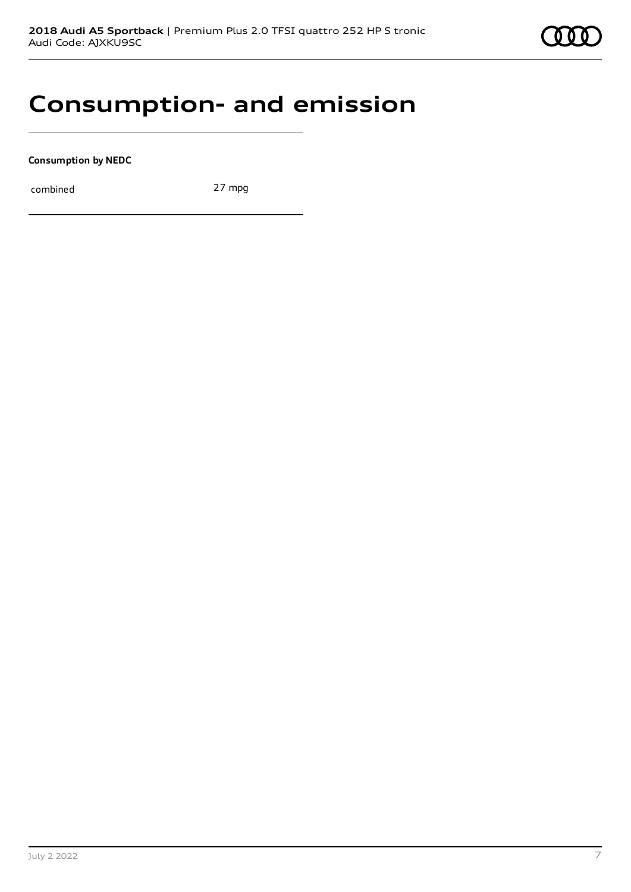# Consumption- and emission

**Consumption by NEDC**

| | |
|---|---|
| combined | 27 mpg |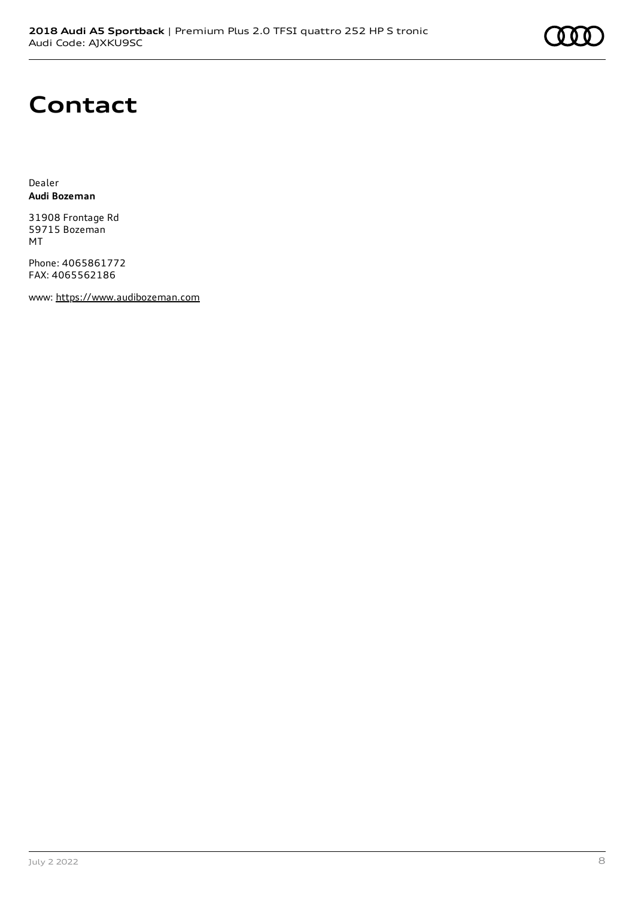# Contact

Dealer
**Audi Bozeman**

31908 Frontage Rd
59715 Bozeman
MT

Phone: 4065861772
FAX: 4065562186

www: https://www.audibozeman.com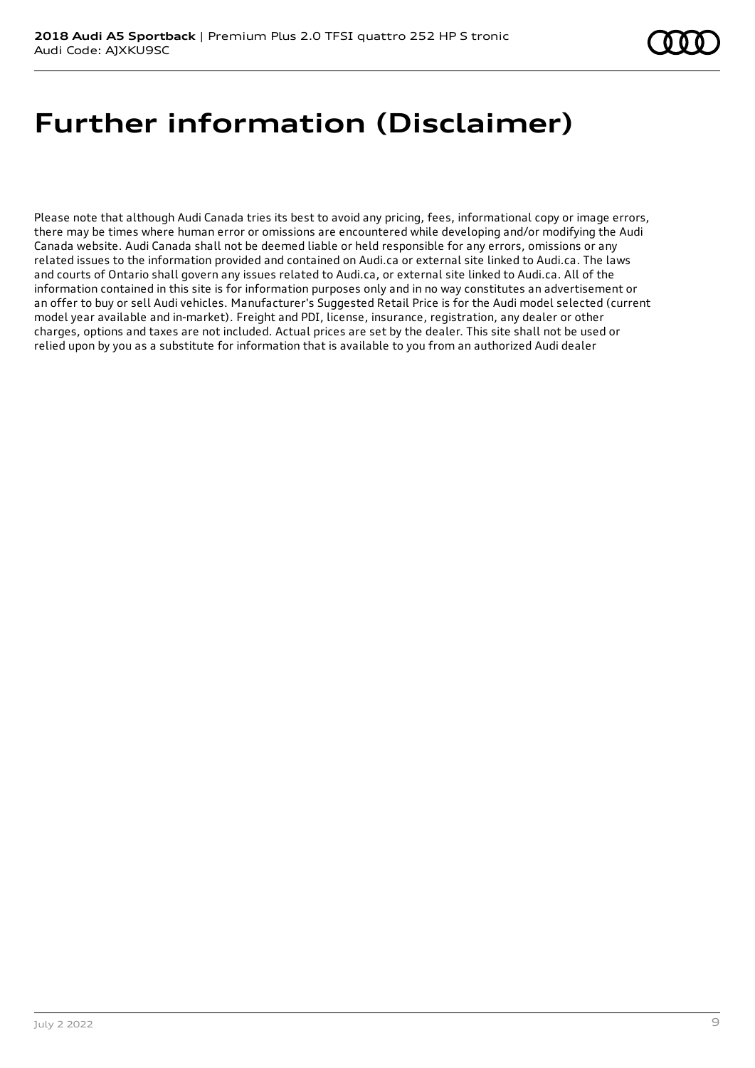# Further information (Disclaimer)

Please note that although Audi Canada tries its best to avoid any pricing, fees, informational copy or image errors, there may be times where human error or omissions are encountered while developing and/or modifying the Audi Canada website. Audi Canada shall not be deemed liable or held responsible for any errors, omissions or any related issues to the information provided and contained on Audi.ca or external site linked to Audi.ca. The laws and courts of Ontario shall govern any issues related to Audi.ca, or external site linked to Audi.ca. All of the information contained in this site is for information purposes only and in no way constitutes an advertisement or an offer to buy or sell Audi vehicles. Manufacturer's Suggested Retail Price is for the Audi model selected (current model year available and in-market). Freight and PDI, license, insurance, registration, any dealer or other charges, options and taxes are not included. Actual prices are set by the dealer. This site shall not be used or relied upon by you as a substitute for information that is available to you from an authorized Audi dealer